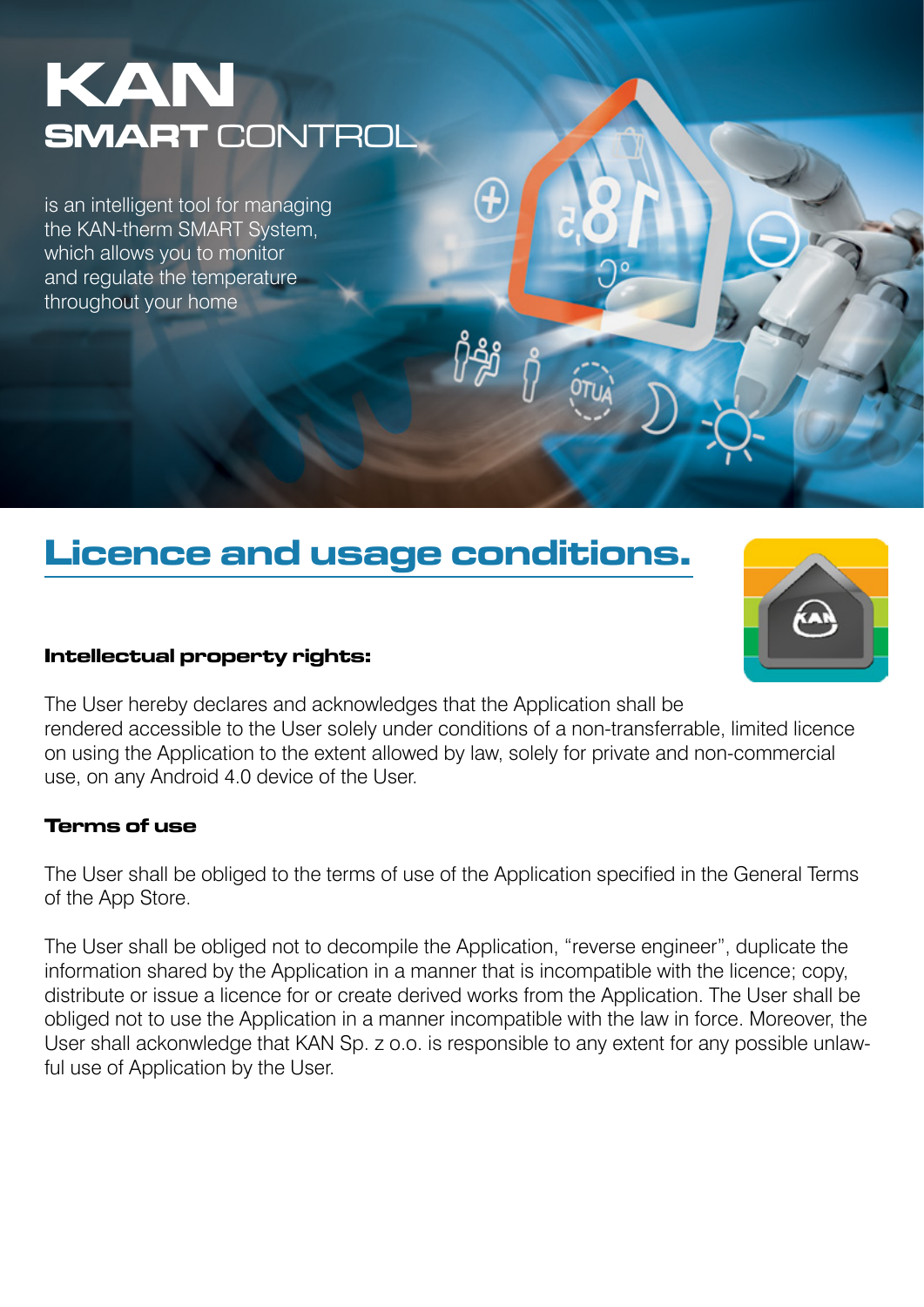# KAN
## SMART CONTROL

is an intelligent tool for managing the KAN-therm SMART System, which allows you to monitor and regulate the temperature throughout your home

## Licence and usage conditions.

**Intellectual property rights:**

The User hereby declares and acknowledges that the Application shall be rendered accessible to the User solely under conditions of a non-transferrable, limited licence on using the Application to the extent allowed by law, solely for private and non-commercial use, on any Android 4.0 device of the User.

**Terms of use**

The User shall be obliged to the terms of use of the Application specified in the General Terms of the App Store.

The User shall be obliged not to decompile the Application, "reverse engineer", duplicate the information shared by the Application in a manner that is incompatible with the licence; copy, distribute or issue a licence for or create derived works from the Application. The User shall be obliged not to use the Application in a manner incompatible with the law in force. Moreover, the User shall ackonwledge that KAN Sp. z o.o. is responsible to any extent for any possible unlawful use of Application by the User.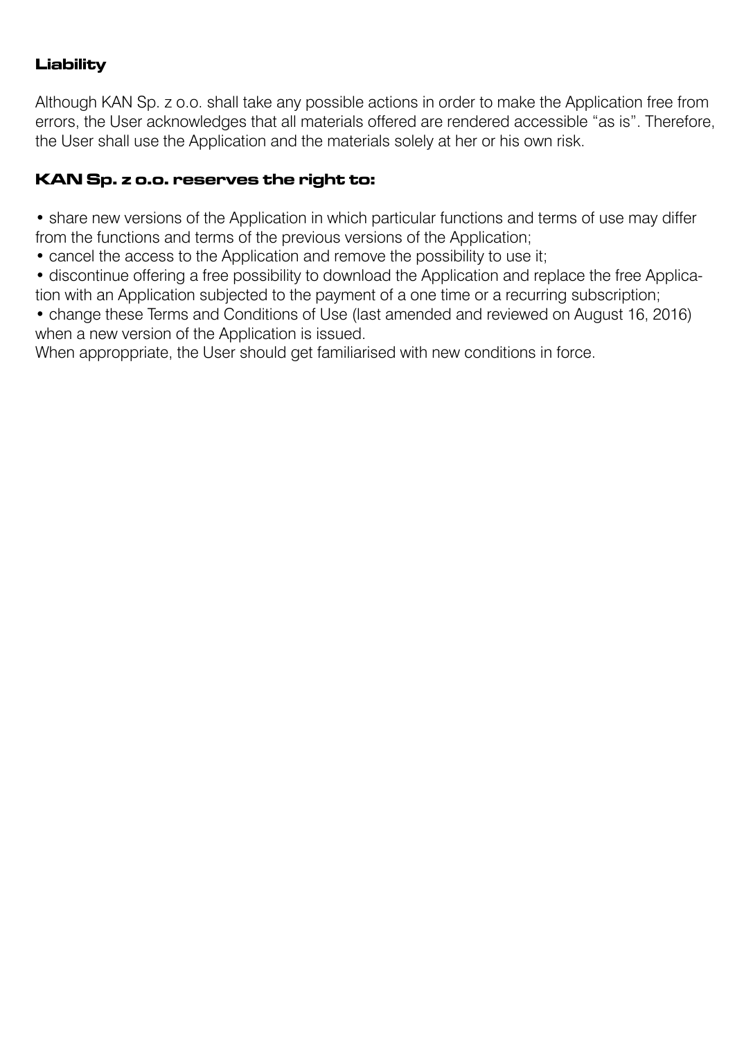**Liability**

Although KAN Sp. z o.o. shall take any possible actions in order to make the Application free from errors, the User acknowledges that all materials offered are rendered accessible "as is". Therefore, the User shall use the Application and the materials solely at her or his own risk.

**KAN Sp. z o.o. reserves the right to:**

- share new versions of the Application in which particular functions and terms of use may differ from the functions and terms of the previous versions of the Application;
- cancel the access to the Application and remove the possibility to use it;
- discontinue offering a free possibility to download the Application and replace the free Application with an Application subjected to the payment of a one time or a recurring subscription;
- change these Terms and Conditions of Use (last amended and reviewed on August 16, 2016) when a new version of the Application is issued.

When approppriate, the User should get familiarised with new conditions in force.